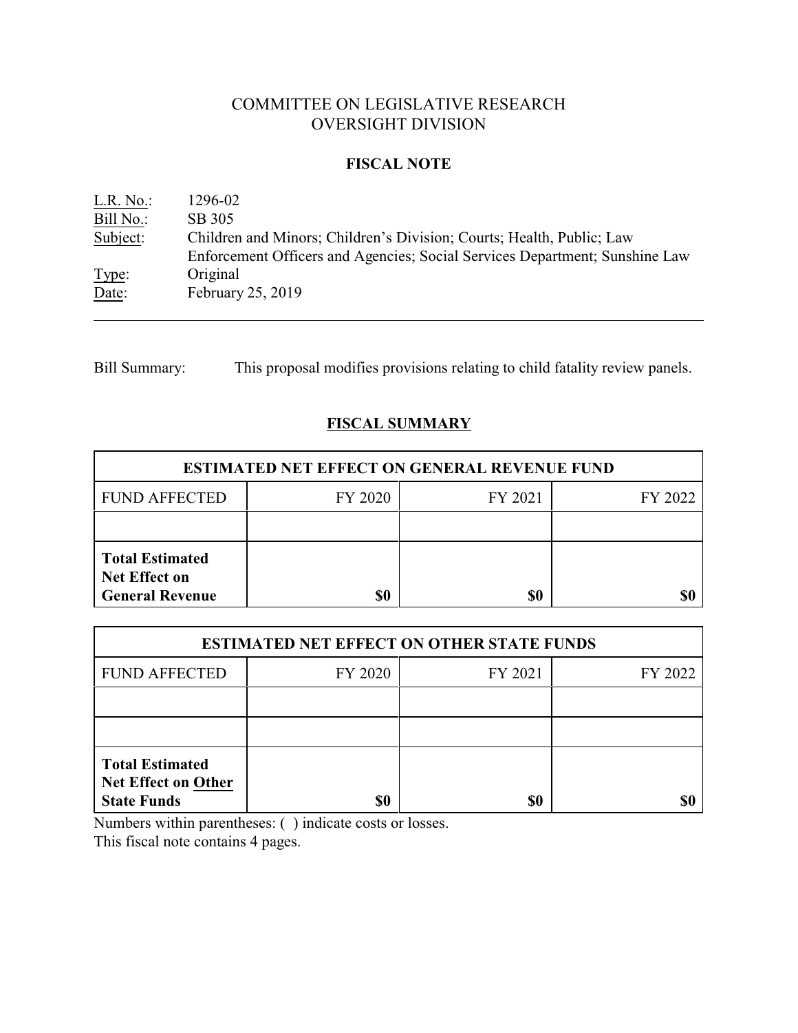# COMMITTEE ON LEGISLATIVE RESEARCH
# OVERSIGHT DIVISION

## FISCAL NOTE

L.R. No.: 1296-02
Bill No.: SB 305
Subject: Children and Minors; Children's Division; Courts; Health, Public; Law Enforcement Officers and Agencies; Social Services Department; Sunshine Law
Type: Original
Date: February 25, 2019

---

Bill Summary: This proposal modifies provisions relating to child fatality review panels.

## FISCAL SUMMARY

| ESTIMATED NET EFFECT ON GENERAL REVENUE FUND | | | |
|---|---|---|---|
| FUND AFFECTED | FY 2020 | FY 2021 | FY 2022 |
| | | | |
| **Total Estimated Net Effect on General Revenue** | **$0** | **$0** | **$0** |

| ESTIMATED NET EFFECT ON OTHER STATE FUNDS | | | |
|---|---|---|---|
| FUND AFFECTED | FY 2020 | FY 2021 | FY 2022 |
| | | | |
| | | | |
| **Total Estimated Net Effect on Other State Funds** | **$0** | **$0** | **$0** |

Numbers within parentheses: ( ) indicate costs or losses.
This fiscal note contains 4 pages.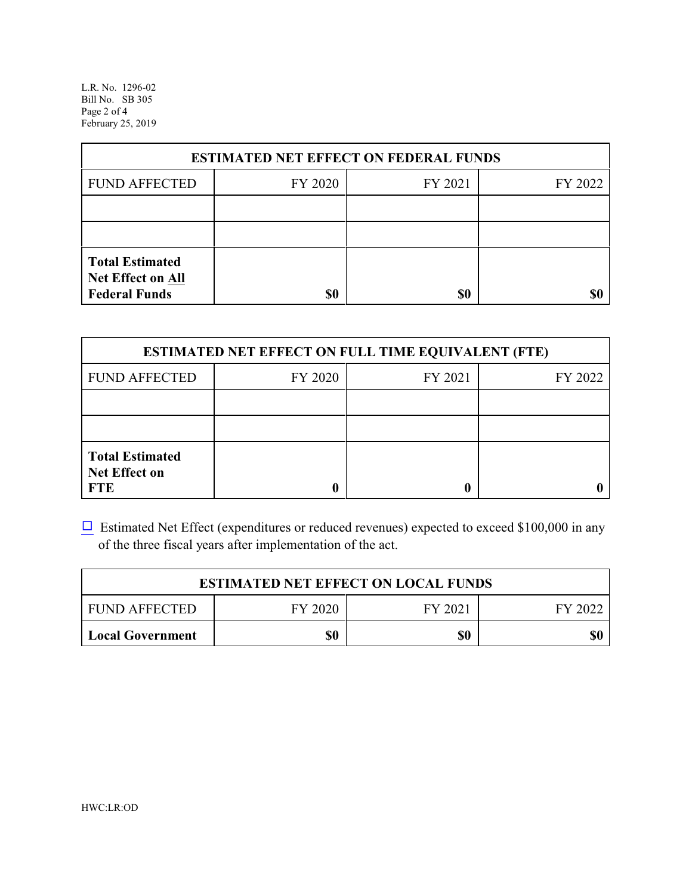| ESTIMATED NET EFFECT ON FEDERAL FUNDS | | | |
|---|---|---|---|
| FUND AFFECTED | FY 2020 | FY 2021 | FY 2022 |
| | | | |
| | | | |
| **Total Estimated Net Effect on All Federal Funds** | **$0** | **$0** | **$0** |

| ESTIMATED NET EFFECT ON FULL TIME EQUIVALENT (FTE) | | | |
|---|---|---|---|
| FUND AFFECTED | FY 2020 | FY 2021 | FY 2022 |
| | | | |
| | | | |
| **Total Estimated Net Effect on FTE** | **0** | **0** | **0** |

☐ Estimated Net Effect (expenditures or reduced revenues) expected to exceed $100,000 in any of the three fiscal years after implementation of the act.

| ESTIMATED NET EFFECT ON LOCAL FUNDS | | | |
|---|---|---|---|
| FUND AFFECTED | FY 2020 | FY 2021 | FY 2022 |
| **Local Government** | **$0** | **$0** | **$0** |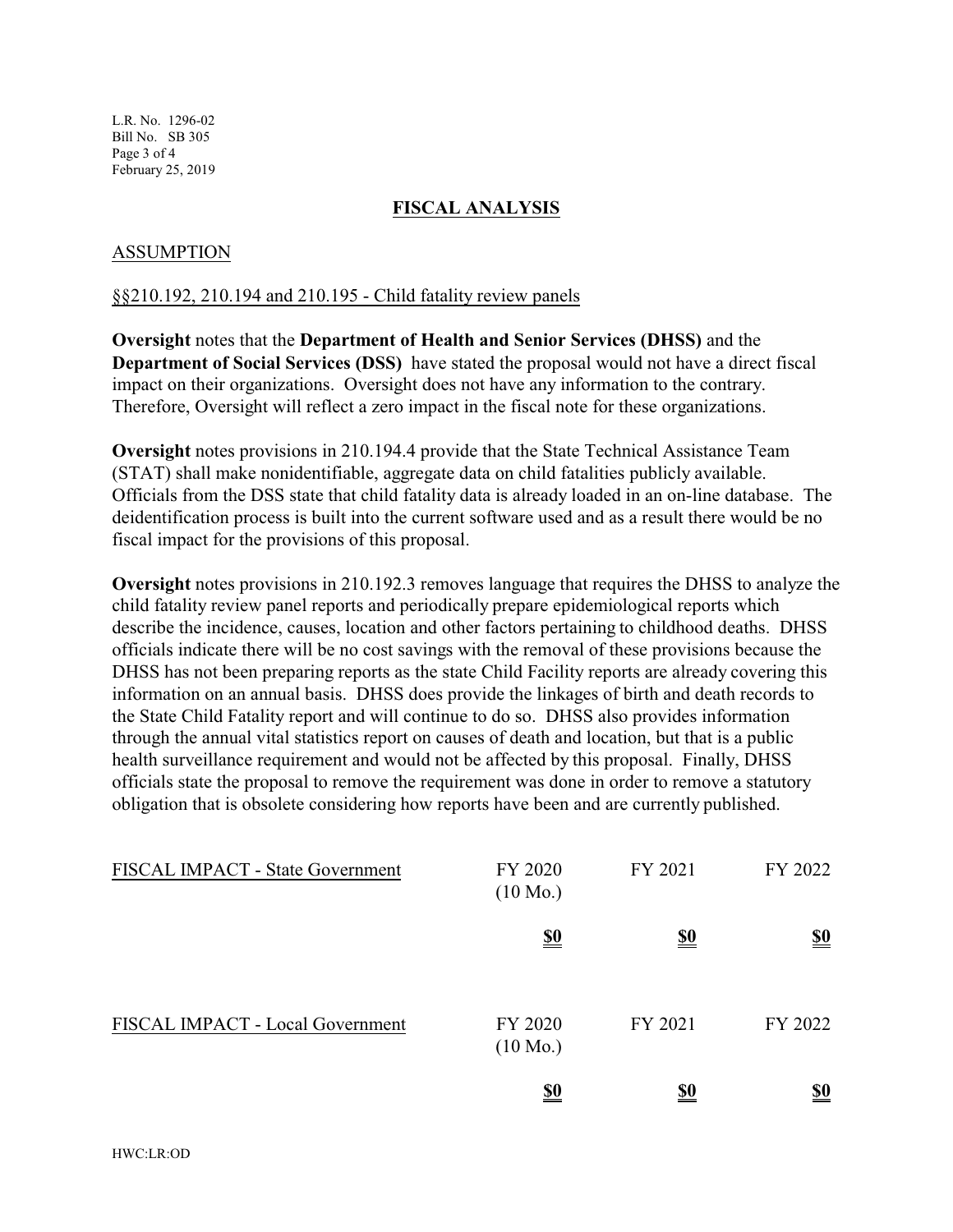## FISCAL ANALYSIS

### ASSUMPTION

§§210.192, 210.194 and 210.195 - Child fatality review panels

**Oversight** notes that the **Department of Health and Senior Services (DHSS)** and the **Department of Social Services (DSS)** have stated the proposal would not have a direct fiscal impact on their organizations. Oversight does not have any information to the contrary. Therefore, Oversight will reflect a zero impact in the fiscal note for these organizations.

**Oversight** notes provisions in 210.194.4 provide that the State Technical Assistance Team (STAT) shall make nonidentifiable, aggregate data on child fatalities publicly available. Officials from the DSS state that child fatality data is already loaded in an on-line database. The deidentification process is built into the current software used and as a result there would be no fiscal impact for the provisions of this proposal.

**Oversight** notes provisions in 210.192.3 removes language that requires the DHSS to analyze the child fatality review panel reports and periodically prepare epidemiological reports which describe the incidence, causes, location and other factors pertaining to childhood deaths. DHSS officials indicate there will be no cost savings with the removal of these provisions because the DHSS has not been preparing reports as the state Child Facility reports are already covering this information on an annual basis. DHSS does provide the linkages of birth and death records to the State Child Fatality report and will continue to do so. DHSS also provides information through the annual vital statistics report on causes of death and location, but that is a public health surveillance requirement and would not be affected by this proposal. Finally, DHSS officials state the proposal to remove the requirement was done in order to remove a statutory obligation that is obsolete considering how reports have been and are currently published.

| FISCAL IMPACT - State Government | FY 2020 (10 Mo.) | FY 2021 | FY 2022 |
|---|---|---|---|
| | **$0** | **$0** | **$0** |

| FISCAL IMPACT - Local Government | FY 2020 (10 Mo.) | FY 2021 | FY 2022 |
|---|---|---|---|
| | **$0** | **$0** | **$0** |

HWC:LR:OD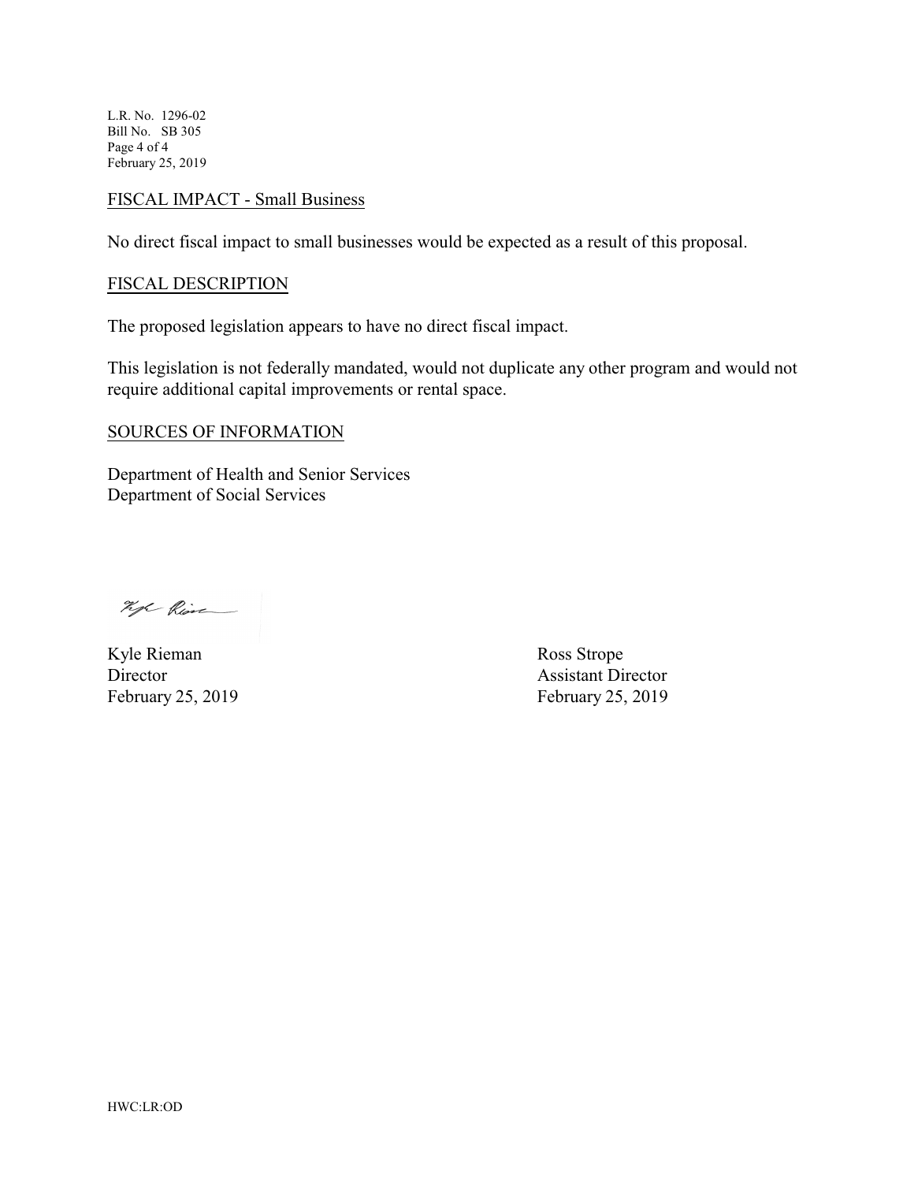FISCAL IMPACT - Small Business

No direct fiscal impact to small businesses would be expected as a result of this proposal.

FISCAL DESCRIPTION

The proposed legislation appears to have no direct fiscal impact.

This legislation is not federally mandated, would not duplicate any other program and would not require additional capital improvements or rental space.

SOURCES OF INFORMATION

Department of Health and Senior Services
Department of Social Services

| | |
|---|---|
| Kyle Rieman | Ross Strope |
| Director | Assistant Director |
| February 25, 2019 | February 25, 2019 |

HWC:LR:OD